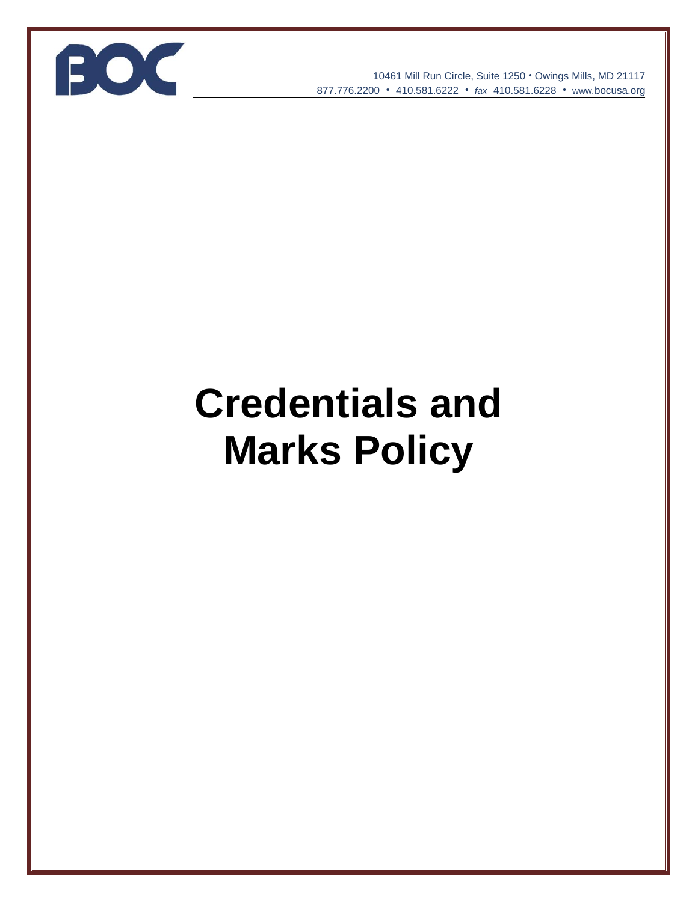BOC

10461 Mill Run Circle, Suite 1250 • Owings Mills, MD 21117
877.776.2200 • 410.581.6222 • *fax* 410.581.6228 • www.bocusa.org

# Credentials and Marks Policy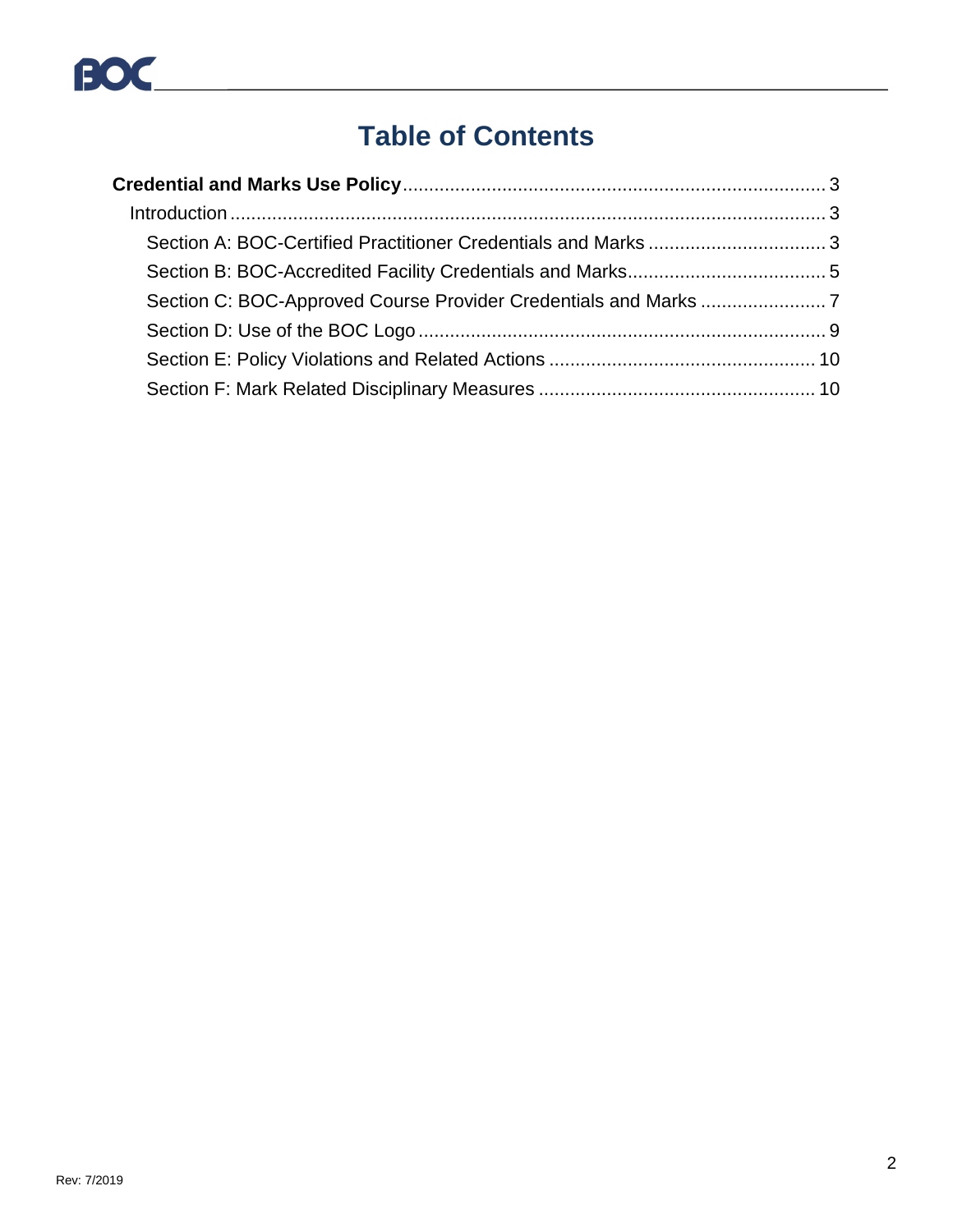# Table of Contents

**Credential and Marks Use Policy** ........................................ 3

- Introduction ........................................ 3
  - Section A: BOC-Certified Practitioner Credentials and Marks ........................................ 3
  - Section B: BOC-Accredited Facility Credentials and Marks ........................................ 5
  - Section C: BOC-Approved Course Provider Credentials and Marks ........................................ 7
  - Section D: Use of the BOC Logo ........................................ 9
  - Section E: Policy Violations and Related Actions ........................................ 10
  - Section F: Mark Related Disciplinary Measures ........................................ 10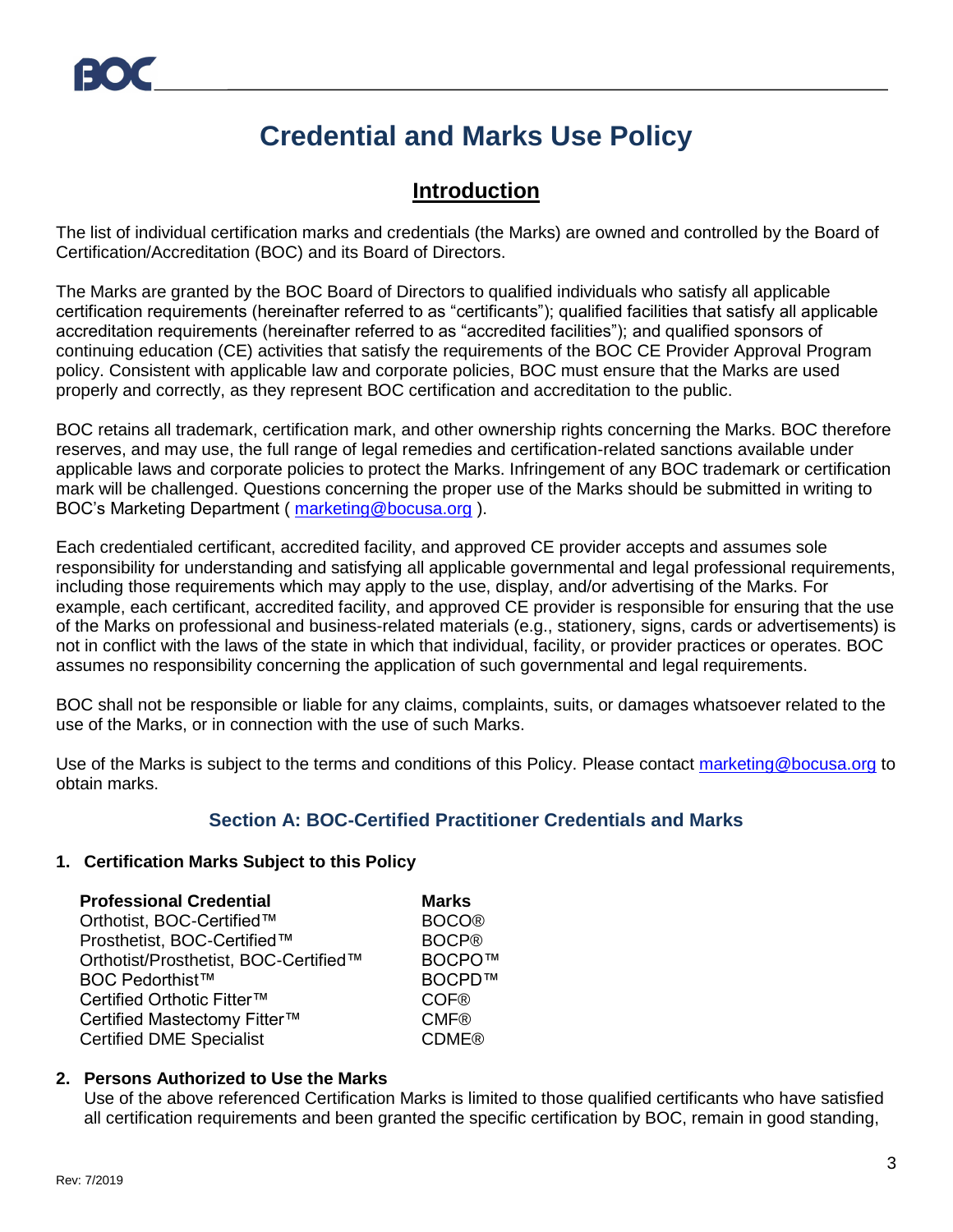# Credential and Marks Use Policy

## Introduction

The list of individual certification marks and credentials (the Marks) are owned and controlled by the Board of Certification/Accreditation (BOC) and its Board of Directors.

The Marks are granted by the BOC Board of Directors to qualified individuals who satisfy all applicable certification requirements (hereinafter referred to as "certificants"); qualified facilities that satisfy all applicable accreditation requirements (hereinafter referred to as "accredited facilities"); and qualified sponsors of continuing education (CE) activities that satisfy the requirements of the BOC CE Provider Approval Program policy. Consistent with applicable law and corporate policies, BOC must ensure that the Marks are used properly and correctly, as they represent BOC certification and accreditation to the public.

BOC retains all trademark, certification mark, and other ownership rights concerning the Marks. BOC therefore reserves, and may use, the full range of legal remedies and certification-related sanctions available under applicable laws and corporate policies to protect the Marks. Infringement of any BOC trademark or certification mark will be challenged. Questions concerning the proper use of the Marks should be submitted in writing to BOC's Marketing Department ( marketing@bocusa.org ).

Each credentialed certificant, accredited facility, and approved CE provider accepts and assumes sole responsibility for understanding and satisfying all applicable governmental and legal professional requirements, including those requirements which may apply to the use, display, and/or advertising of the Marks. For example, each certificant, accredited facility, and approved CE provider is responsible for ensuring that the use of the Marks on professional and business-related materials (e.g., stationery, signs, cards or advertisements) is not in conflict with the laws of the state in which that individual, facility, or provider practices or operates. BOC assumes no responsibility concerning the application of such governmental and legal requirements.

BOC shall not be responsible or liable for any claims, complaints, suits, or damages whatsoever related to the use of the Marks, or in connection with the use of such Marks.

Use of the Marks is subject to the terms and conditions of this Policy. Please contact marketing@bocusa.org to obtain marks.

### Section A: BOC-Certified Practitioner Credentials and Marks

**1. Certification Marks Subject to this Policy**

| Professional Credential | Marks |
|---|---|
| Orthotist, BOC-Certified™ | BOCO® |
| Prosthetist, BOC-Certified™ | BOCP® |
| Orthotist/Prosthetist, BOC-Certified™ | BOCPO™ |
| BOC Pedorthist™ | BOCPD™ |
| Certified Orthotic Fitter™ | COF® |
| Certified Mastectomy Fitter™ | CMF® |
| Certified DME Specialist | CDME® |

**2. Persons Authorized to Use the Marks**

Use of the above referenced Certification Marks is limited to those qualified certificants who have satisfied all certification requirements and been granted the specific certification by BOC, remain in good standing,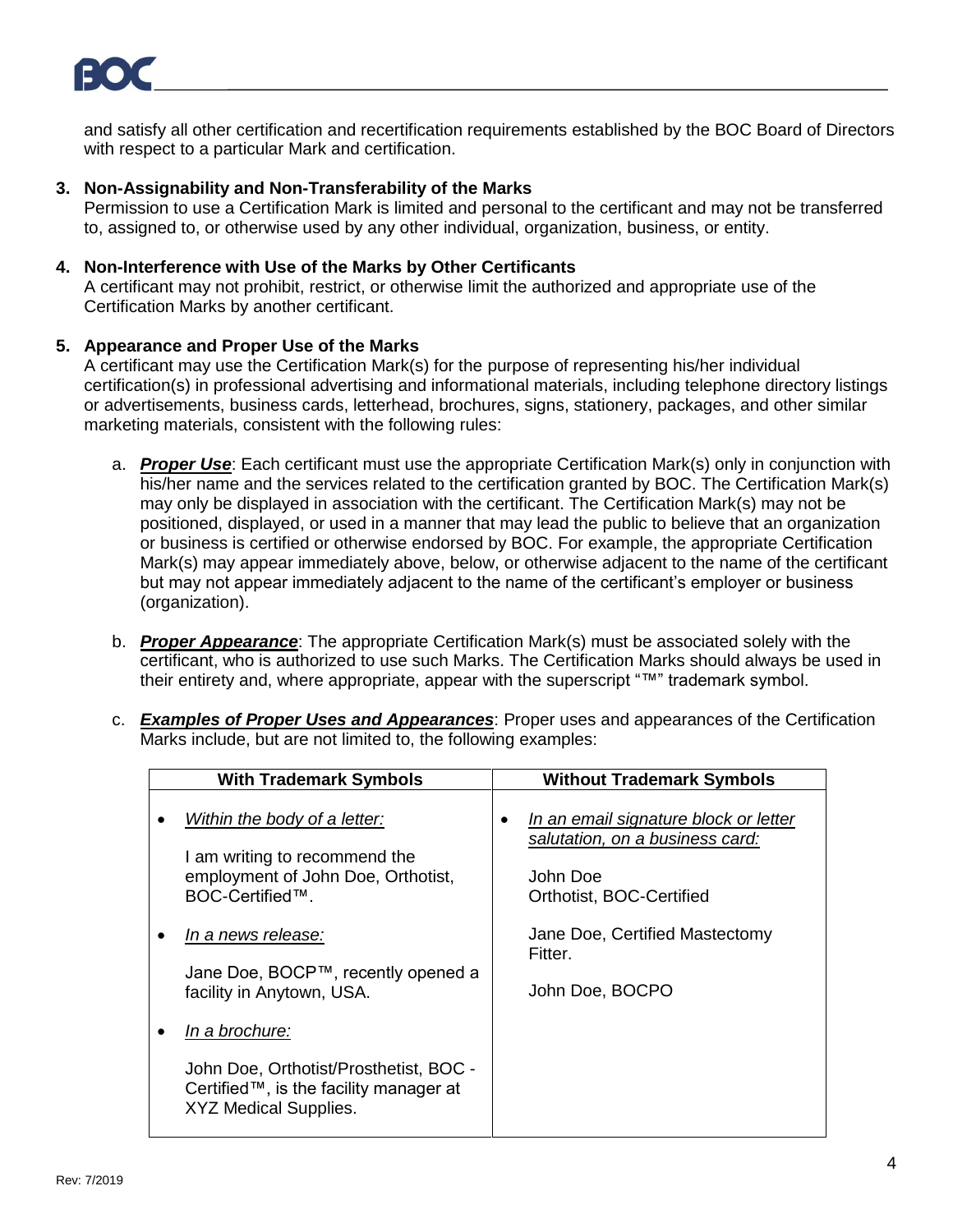and satisfy all other certification and recertification requirements established by the BOC Board of Directors with respect to a particular Mark and certification.

**3. Non-Assignability and Non-Transferability of the Marks**

Permission to use a Certification Mark is limited and personal to the certificant and may not be transferred to, assigned to, or otherwise used by any other individual, organization, business, or entity.

**4. Non-Interference with Use of the Marks by Other Certificants**

A certificant may not prohibit, restrict, or otherwise limit the authorized and appropriate use of the Certification Marks by another certificant.

**5. Appearance and Proper Use of the Marks**

A certificant may use the Certification Mark(s) for the purpose of representing his/her individual certification(s) in professional advertising and informational materials, including telephone directory listings or advertisements, business cards, letterhead, brochures, signs, stationery, packages, and other similar marketing materials, consistent with the following rules:

a. ***Proper Use***: Each certificant must use the appropriate Certification Mark(s) only in conjunction with his/her name and the services related to the certification granted by BOC. The Certification Mark(s) may only be displayed in association with the certificant. The Certification Mark(s) may not be positioned, displayed, or used in a manner that may lead the public to believe that an organization or business is certified or otherwise endorsed by BOC. For example, the appropriate Certification Mark(s) may appear immediately above, below, or otherwise adjacent to the name of the certificant but may not appear immediately adjacent to the name of the certificant's employer or business (organization).

b. ***Proper Appearance***: The appropriate Certification Mark(s) must be associated solely with the certificant, who is authorized to use such Marks. The Certification Marks should always be used in their entirety and, where appropriate, appear with the superscript "™" trademark symbol.

c. ***Examples of Proper Uses and Appearances***: Proper uses and appearances of the Certification Marks include, but are not limited to, the following examples:

| With Trademark Symbols | Without Trademark Symbols |
|---|---|
| • *In the body of a letter:*<br><br>I am writing to recommend the employment of John Doe, Orthotist, BOC-Certified™.<br><br>• *In a news release:*<br><br>Jane Doe, BOCP™, recently opened a facility in Anytown, USA.<br><br>• *In a brochure:*<br><br>John Doe, Orthotist/Prosthetist, BOC - Certified™, is the facility manager at XYZ Medical Supplies. | • *In an email signature block or letter salutation, on a business card:*<br><br>John Doe<br>Orthotist, BOC-Certified<br><br>Jane Doe, Certified Mastectomy Fitter.<br><br>John Doe, BOCPO |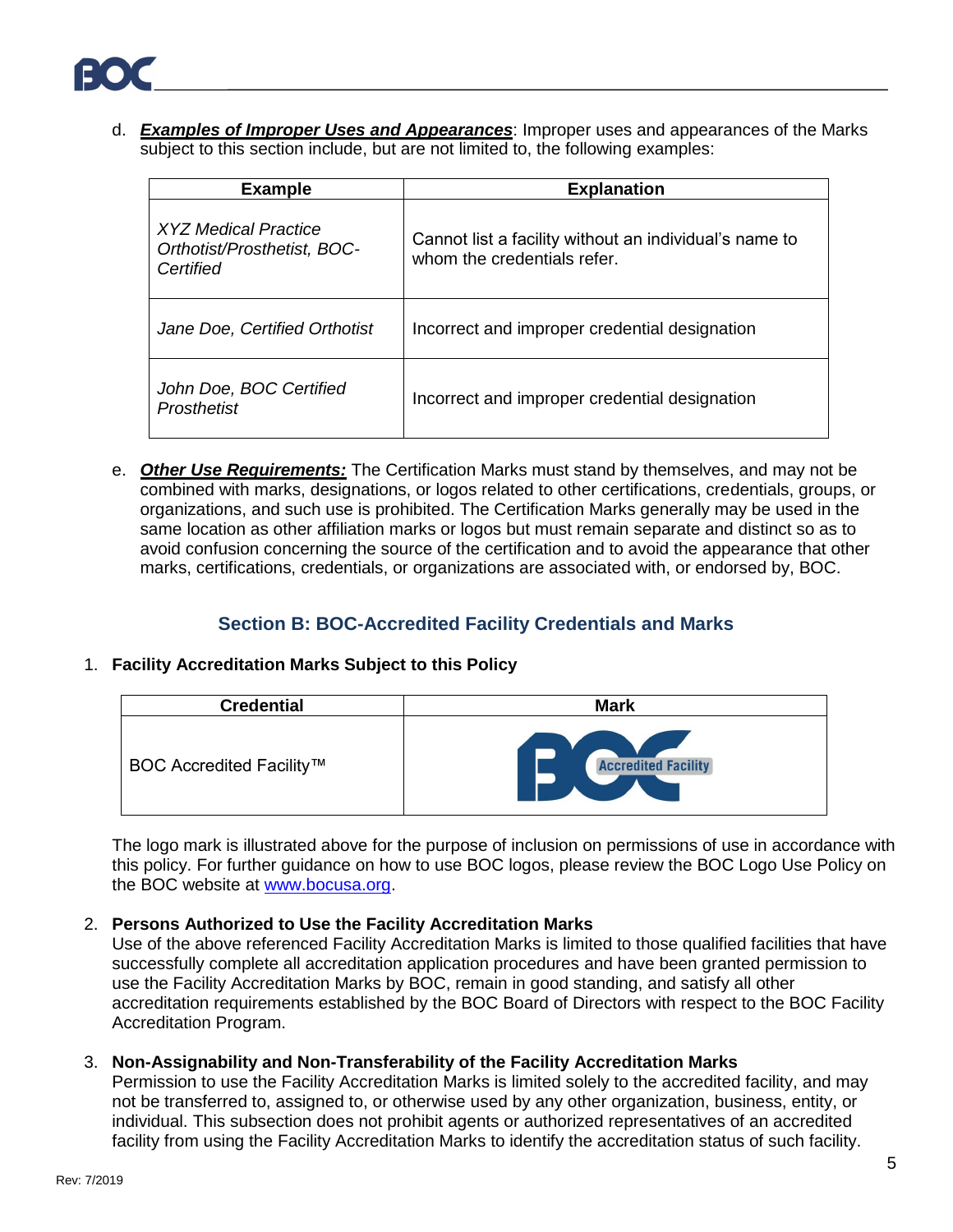d. ***Examples of Improper Uses and Appearances***: Improper uses and appearances of the Marks subject to this section include, but are not limited to, the following examples:

| Example | Explanation |
|---|---|
| *XYZ Medical Practice Orthotist/Prosthetist, BOC-Certified* | Cannot list a facility without an individual's name to whom the credentials refer. |
| *Jane Doe, Certified Orthotist* | Incorrect and improper credential designation |
| *John Doe, BOC Certified Prosthetist* | Incorrect and improper credential designation |

e. ***Other Use Requirements:*** The Certification Marks must stand by themselves, and may not be combined with marks, designations, or logos related to other certifications, credentials, groups, or organizations, and such use is prohibited. The Certification Marks generally may be used in the same location as other affiliation marks or logos but must remain separate and distinct so as to avoid confusion concerning the source of the certification and to avoid the appearance that other marks, certifications, credentials, or organizations are associated with, or endorsed by, BOC.

## Section B: BOC-Accredited Facility Credentials and Marks

1. **Facility Accreditation Marks Subject to this Policy**

| Credential | Mark |
|---|---|
| BOC Accredited Facility™ | BOC Accredited Facility |

The logo mark is illustrated above for the purpose of inclusion on permissions of use in accordance with this policy. For further guidance on how to use BOC logos, please review the BOC Logo Use Policy on the BOC website at www.bocusa.org.

2. **Persons Authorized to Use the Facility Accreditation Marks**
Use of the above referenced Facility Accreditation Marks is limited to those qualified facilities that have successfully complete all accreditation application procedures and have been granted permission to use the Facility Accreditation Marks by BOC, remain in good standing, and satisfy all other accreditation requirements established by the BOC Board of Directors with respect to the BOC Facility Accreditation Program.

3. **Non-Assignability and Non-Transferability of the Facility Accreditation Marks**
Permission to use the Facility Accreditation Marks is limited solely to the accredited facility, and may not be transferred to, assigned to, or otherwise used by any other organization, business, entity, or individual. This subsection does not prohibit agents or authorized representatives of an accredited facility from using the Facility Accreditation Marks to identify the accreditation status of such facility.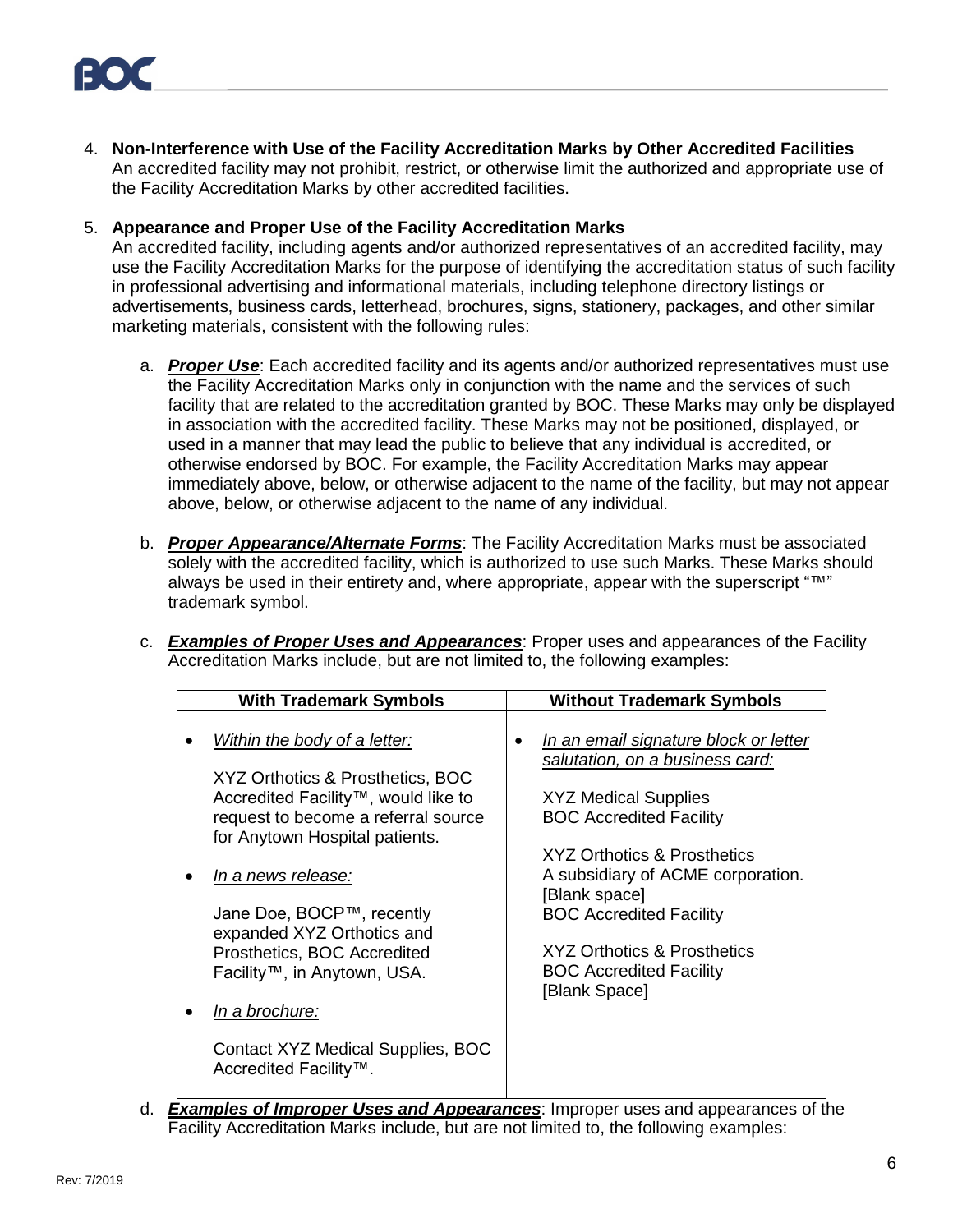4. **Non-Interference with Use of the Facility Accreditation Marks by Other Accredited Facilities**
   An accredited facility may not prohibit, restrict, or otherwise limit the authorized and appropriate use of the Facility Accreditation Marks by other accredited facilities.

5. **Appearance and Proper Use of the Facility Accreditation Marks**
   An accredited facility, including agents and/or authorized representatives of an accredited facility, may use the Facility Accreditation Marks for the purpose of identifying the accreditation status of such facility in professional advertising and informational materials, including telephone directory listings or advertisements, business cards, letterhead, brochures, signs, stationery, packages, and other similar marketing materials, consistent with the following rules:

   a. ***Proper Use***: Each accredited facility and its agents and/or authorized representatives must use the Facility Accreditation Marks only in conjunction with the name and the services of such facility that are related to the accreditation granted by BOC. These Marks may only be displayed in association with the accredited facility. These Marks may not be positioned, displayed, or used in a manner that may lead the public to believe that any individual is accredited, or otherwise endorsed by BOC. For example, the Facility Accreditation Marks may appear immediately above, below, or otherwise adjacent to the name of the facility, but may not appear above, below, or otherwise adjacent to the name of any individual.

   b. ***Proper Appearance/Alternate Forms***: The Facility Accreditation Marks must be associated solely with the accredited facility, which is authorized to use such Marks. These Marks should always be used in their entirety and, where appropriate, appear with the superscript "™" trademark symbol.

   c. ***Examples of Proper Uses and Appearances***: Proper uses and appearances of the Facility Accreditation Marks include, but are not limited to, the following examples:

| With Trademark Symbols | Without Trademark Symbols |
|---|---|
| • *Within the body of a letter:*<br><br>XYZ Orthotics & Prosthetics, BOC Accredited Facility™, would like to request to become a referral source for Anytown Hospital patients.<br><br>• *In a news release:*<br><br>Jane Doe, BOCP™, recently expanded XYZ Orthotics and Prosthetics, BOC Accredited Facility™, in Anytown, USA.<br><br>• *In a brochure:*<br><br>Contact XYZ Medical Supplies, BOC Accredited Facility™. | • *In an email signature block or letter salutation, on a business card:*<br><br>XYZ Medical Supplies<br>BOC Accredited Facility<br><br>XYZ Orthotics & Prosthetics<br>A subsidiary of ACME corporation.<br>[Blank space]<br>BOC Accredited Facility<br><br>XYZ Orthotics & Prosthetics<br>BOC Accredited Facility<br>[Blank Space] |

   d. ***Examples of Improper Uses and Appearances***: Improper uses and appearances of the Facility Accreditation Marks include, but are not limited to, the following examples: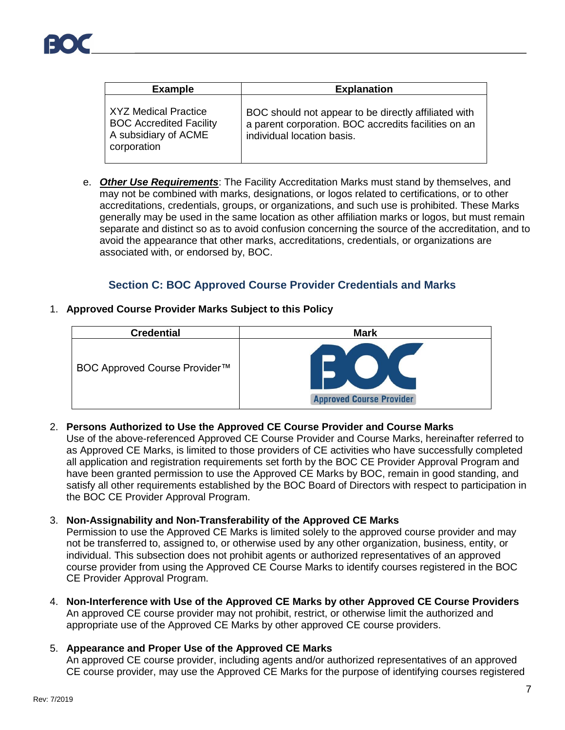| Example | Explanation |
| --- | --- |
| XYZ Medical Practice<br>BOC Accredited Facility<br>A subsidiary of ACME corporation | BOC should not appear to be directly affiliated with a parent corporation. BOC accredits facilities on an individual location basis. |

e. ***Other Use Requirements***: The Facility Accreditation Marks must stand by themselves, and may not be combined with marks, designations, or logos related to certifications, or to other accreditations, credentials, groups, or organizations, and such use is prohibited. These Marks generally may be used in the same location as other affiliation marks or logos, but must remain separate and distinct so as to avoid confusion concerning the source of the accreditation, and to avoid the appearance that other marks, accreditations, credentials, or organizations are associated with, or endorsed by, BOC.

## Section C: BOC Approved Course Provider Credentials and Marks

1. **Approved Course Provider Marks Subject to this Policy**

| Credential | Mark |
| --- | --- |
| BOC Approved Course Provider™ | BOC Approved Course Provider |

2. **Persons Authorized to Use the Approved CE Course Provider and Course Marks**
   Use of the above-referenced Approved CE Course Provider and Course Marks, hereinafter referred to as Approved CE Marks, is limited to those providers of CE activities who have successfully completed all application and registration requirements set forth by the BOC CE Provider Approval Program and have been granted permission to use the Approved CE Marks by BOC, remain in good standing, and satisfy all other requirements established by the BOC Board of Directors with respect to participation in the BOC CE Provider Approval Program.

3. **Non-Assignability and Non-Transferability of the Approved CE Marks**
   Permission to use the Approved CE Marks is limited solely to the approved course provider and may not be transferred to, assigned to, or otherwise used by any other organization, business, entity, or individual. This subsection does not prohibit agents or authorized representatives of an approved course provider from using the Approved CE Course Marks to identify courses registered in the BOC CE Provider Approval Program.

4. **Non-Interference with Use of the Approved CE Marks by other Approved CE Course Providers**
   An approved CE course provider may not prohibit, restrict, or otherwise limit the authorized and appropriate use of the Approved CE Marks by other approved CE course providers.

5. **Appearance and Proper Use of the Approved CE Marks**
   An approved CE course provider, including agents and/or authorized representatives of an approved CE course provider, may use the Approved CE Marks for the purpose of identifying courses registered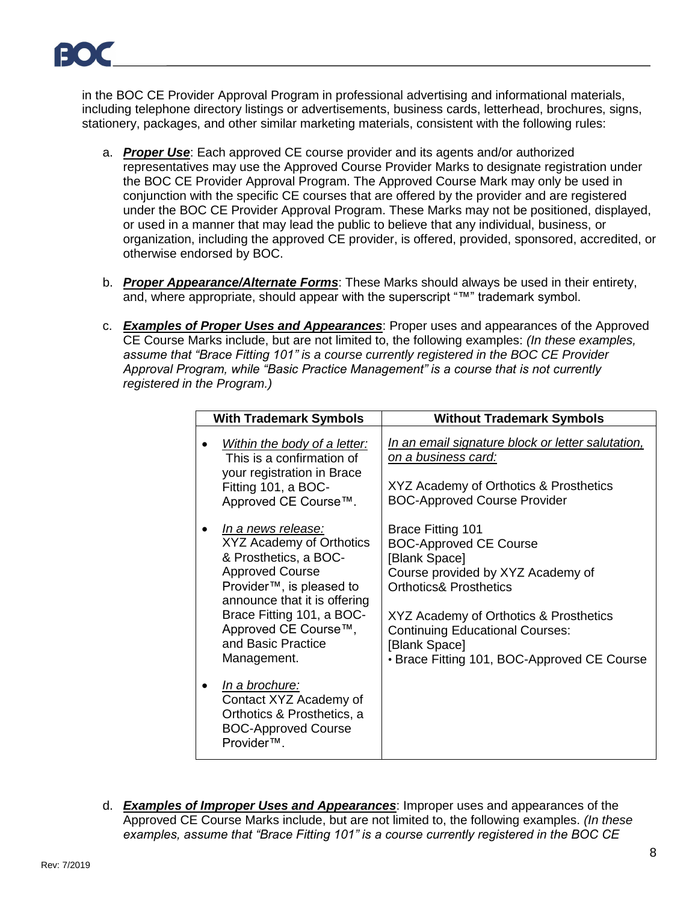in the BOC CE Provider Approval Program in professional advertising and informational materials, including telephone directory listings or advertisements, business cards, letterhead, brochures, signs, stationery, packages, and other similar marketing materials, consistent with the following rules:

a. ***Proper Use***: Each approved CE course provider and its agents and/or authorized representatives may use the Approved Course Provider Marks to designate registration under the BOC CE Provider Approval Program. The Approved Course Mark may only be used in conjunction with the specific CE courses that are offered by the provider and are registered under the BOC CE Provider Approval Program. These Marks may not be positioned, displayed, or used in a manner that may lead the public to believe that any individual, business, or organization, including the approved CE provider, is offered, provided, sponsored, accredited, or otherwise endorsed by BOC.

b. ***Proper Appearance/Alternate Forms***: These Marks should always be used in their entirety, and, where appropriate, should appear with the superscript "™" trademark symbol.

c. ***Examples of Proper Uses and Appearances***: Proper uses and appearances of the Approved CE Course Marks include, but are not limited to, the following examples: *(In these examples, assume that "Brace Fitting 101" is a course currently registered in the BOC CE Provider Approval Program, while "Basic Practice Management" is a course that is not currently registered in the Program.)*

| With Trademark Symbols | Without Trademark Symbols |
| --- | --- |
| • *Within the body of a letter:* This is a confirmation of your registration in Brace Fitting 101, a BOC-Approved CE Course™.<br><br>• *In a news release:* XYZ Academy of Orthotics & Prosthetics, a BOC-Approved Course Provider™, is pleased to announce that it is offering Brace Fitting 101, a BOC-Approved CE Course™, and Basic Practice Management.<br><br>• *In a brochure:* Contact XYZ Academy of Orthotics & Prosthetics, a BOC-Approved Course Provider™. | *In an email signature block or letter salutation, on a business card:*<br><br>XYZ Academy of Orthotics & Prosthetics<br>BOC-Approved Course Provider<br><br>Brace Fitting 101<br>BOC-Approved CE Course<br>[Blank Space]<br>Course provided by XYZ Academy of Orthotics& Prosthetics<br><br>XYZ Academy of Orthotics & Prosthetics<br>Continuing Educational Courses:<br>[Blank Space]<br>• Brace Fitting 101, BOC-Approved CE Course |

d. ***Examples of Improper Uses and Appearances***: Improper uses and appearances of the Approved CE Course Marks include, but are not limited to, the following examples. *(In these examples, assume that "Brace Fitting 101" is a course currently registered in the BOC CE*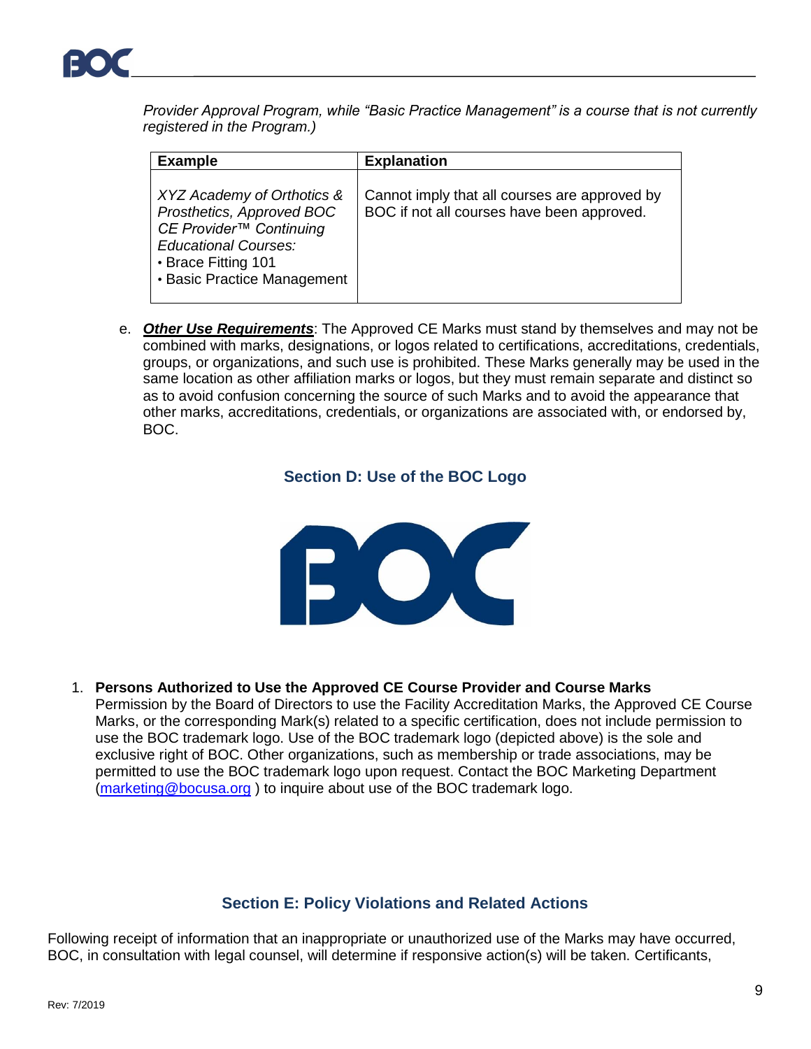*Provider Approval Program, while "Basic Practice Management" is a course that is not currently registered in the Program.)*

| Example | Explanation |
|---|---|
| *XYZ Academy of Orthotics & Prosthetics, Approved BOC CE Provider™ Continuing Educational Courses:* • Brace Fitting 101 • Basic Practice Management | Cannot imply that all courses are approved by BOC if not all courses have been approved. |

e. ***Other Use Requirements***: The Approved CE Marks must stand by themselves and may not be combined with marks, designations, or logos related to certifications, accreditations, credentials, groups, or organizations, and such use is prohibited. These Marks generally may be used in the same location as other affiliation marks or logos, but they must remain separate and distinct so as to avoid confusion concerning the source of such Marks and to avoid the appearance that other marks, accreditations, credentials, or organizations are associated with, or endorsed by, BOC.

## Section D: Use of the BOC Logo

1. **Persons Authorized to Use the Approved CE Course Provider and Course Marks**
   Permission by the Board of Directors to use the Facility Accreditation Marks, the Approved CE Course Marks, or the corresponding Mark(s) related to a specific certification, does not include permission to use the BOC trademark logo. Use of the BOC trademark logo (depicted above) is the sole and exclusive right of BOC. Other organizations, such as membership or trade associations, may be permitted to use the BOC trademark logo upon request. Contact the BOC Marketing Department (marketing@bocusa.org ) to inquire about use of the BOC trademark logo.

## Section E: Policy Violations and Related Actions

Following receipt of information that an inappropriate or unauthorized use of the Marks may have occurred, BOC, in consultation with legal counsel, will determine if responsive action(s) will be taken. Certificants,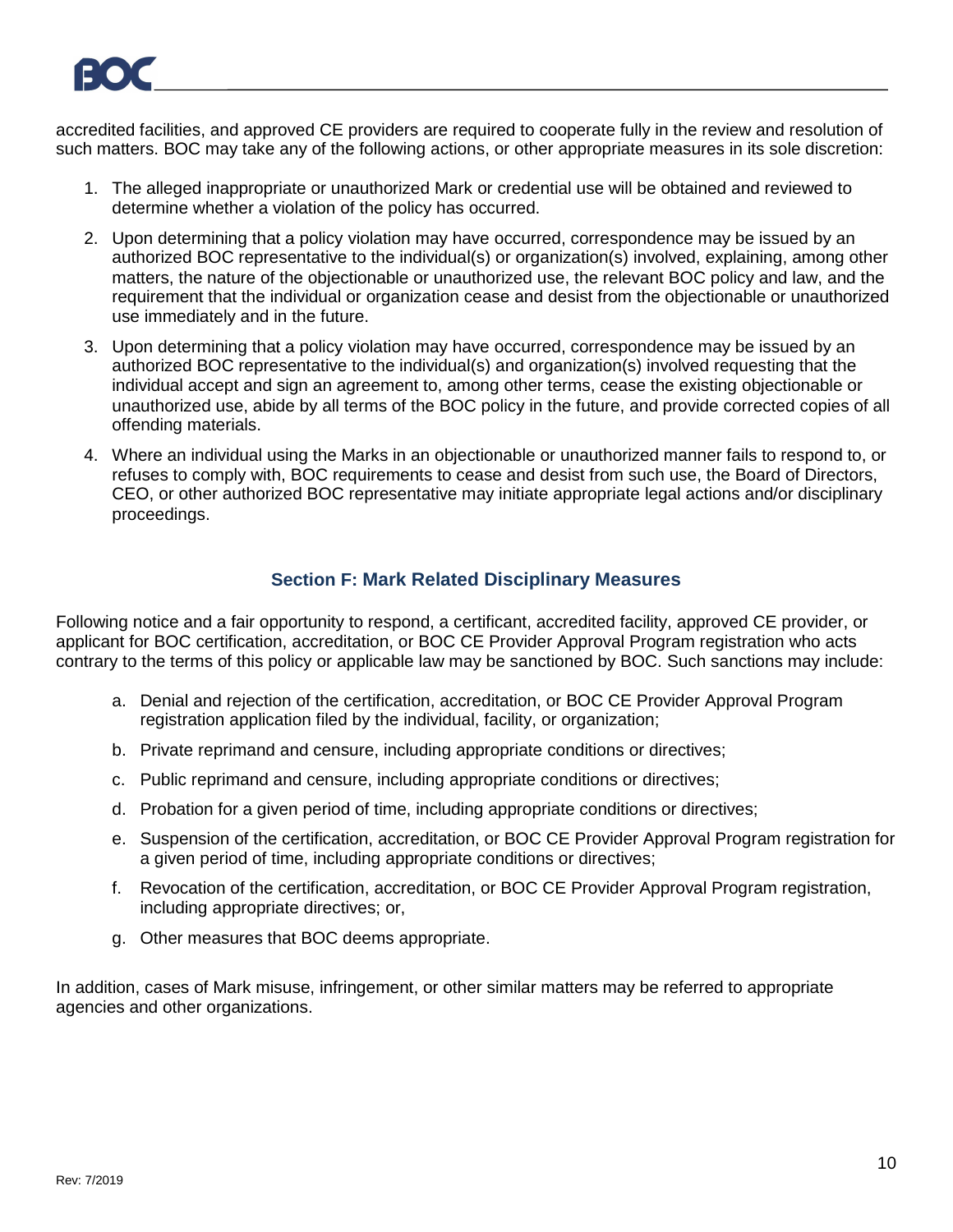accredited facilities, and approved CE providers are required to cooperate fully in the review and resolution of such matters. BOC may take any of the following actions, or other appropriate measures in its sole discretion:

1. The alleged inappropriate or unauthorized Mark or credential use will be obtained and reviewed to determine whether a violation of the policy has occurred.
2. Upon determining that a policy violation may have occurred, correspondence may be issued by an authorized BOC representative to the individual(s) or organization(s) involved, explaining, among other matters, the nature of the objectionable or unauthorized use, the relevant BOC policy and law, and the requirement that the individual or organization cease and desist from the objectionable or unauthorized use immediately and in the future.
3. Upon determining that a policy violation may have occurred, correspondence may be issued by an authorized BOC representative to the individual(s) and organization(s) involved requesting that the individual accept and sign an agreement to, among other terms, cease the existing objectionable or unauthorized use, abide by all terms of the BOC policy in the future, and provide corrected copies of all offending materials.
4. Where an individual using the Marks in an objectionable or unauthorized manner fails to respond to, or refuses to comply with, BOC requirements to cease and desist from such use, the Board of Directors, CEO, or other authorized BOC representative may initiate appropriate legal actions and/or disciplinary proceedings.

## Section F: Mark Related Disciplinary Measures

Following notice and a fair opportunity to respond, a certificant, accredited facility, approved CE provider, or applicant for BOC certification, accreditation, or BOC CE Provider Approval Program registration who acts contrary to the terms of this policy or applicable law may be sanctioned by BOC. Such sanctions may include:

a. Denial and rejection of the certification, accreditation, or BOC CE Provider Approval Program registration application filed by the individual, facility, or organization;

b. Private reprimand and censure, including appropriate conditions or directives;

c. Public reprimand and censure, including appropriate conditions or directives;

d. Probation for a given period of time, including appropriate conditions or directives;

e. Suspension of the certification, accreditation, or BOC CE Provider Approval Program registration for a given period of time, including appropriate conditions or directives;

f. Revocation of the certification, accreditation, or BOC CE Provider Approval Program registration, including appropriate directives; or,

g. Other measures that BOC deems appropriate.

In addition, cases of Mark misuse, infringement, or other similar matters may be referred to appropriate agencies and other organizations.